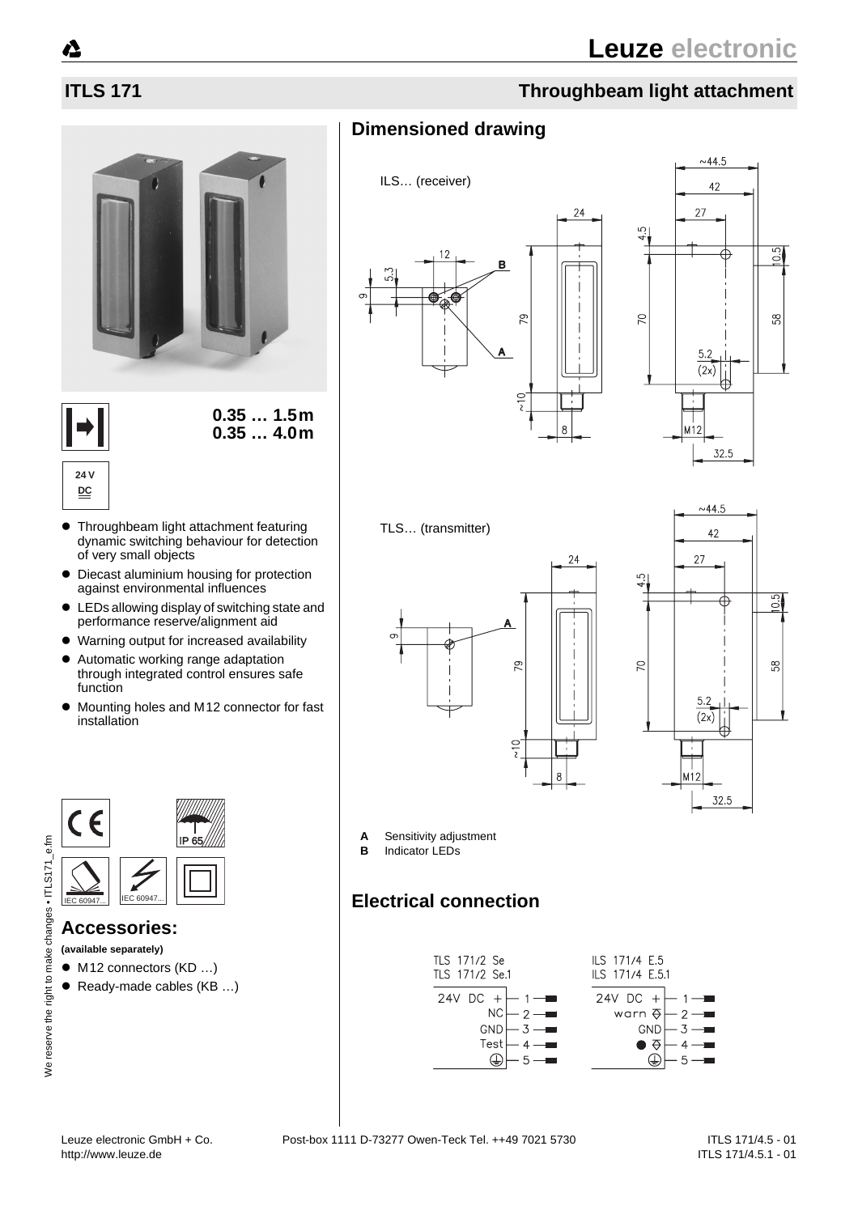# ITLS 171

## Throughbeam light attachment

**0.35 … 1.5 m**
**0.35 … 4.0 m**

24 V DC

- Throughbeam light attachment featuring dynamic switching behaviour for detection of very small objects
- Diecast aluminium housing for protection against environmental influences
- LEDs allowing display of switching state and performance reserve/alignment aid
- Warning output for increased availability
- Automatic working range adaptation through integrated control ensures safe function
- Mounting holes and M12 connector for fast installation

IP 65

IEC 60947... IEC 60947...

## Accessories:

**(available separately)**

- M12 connectors (KD …)
- Ready-made cables (KB …)

## Dimensioned drawing

ILS… (receiver)

TLS… (transmitter)

**A** Sensitivity adjustment
**B** Indicator LEDs

## Electrical connection

| TLS 171/2 Se<br>TLS 171/2 Se.1 | Pin |
|---|---|
| 24V DC + | 1 |
| NC | 2 |
| GND | 3 |
| Test | 4 |
| ⏚ | 5 |

| ILS 171/4 E.5<br>ILS 171/4 E.5.1 | Pin |
|---|---|
| 24V DC + | 1 |
| warn | 2 |
| GND | 3 |
| ● | 4 |
| ⏚ | 5 |

Leuze electronic GmbH + Co. Post-box 1111 D-73277 Owen-Teck Tel. ++49 7021 5730
http://www.leuze.de

ITLS 171/4.5 - 01
ITLS 171/4.5.1 - 01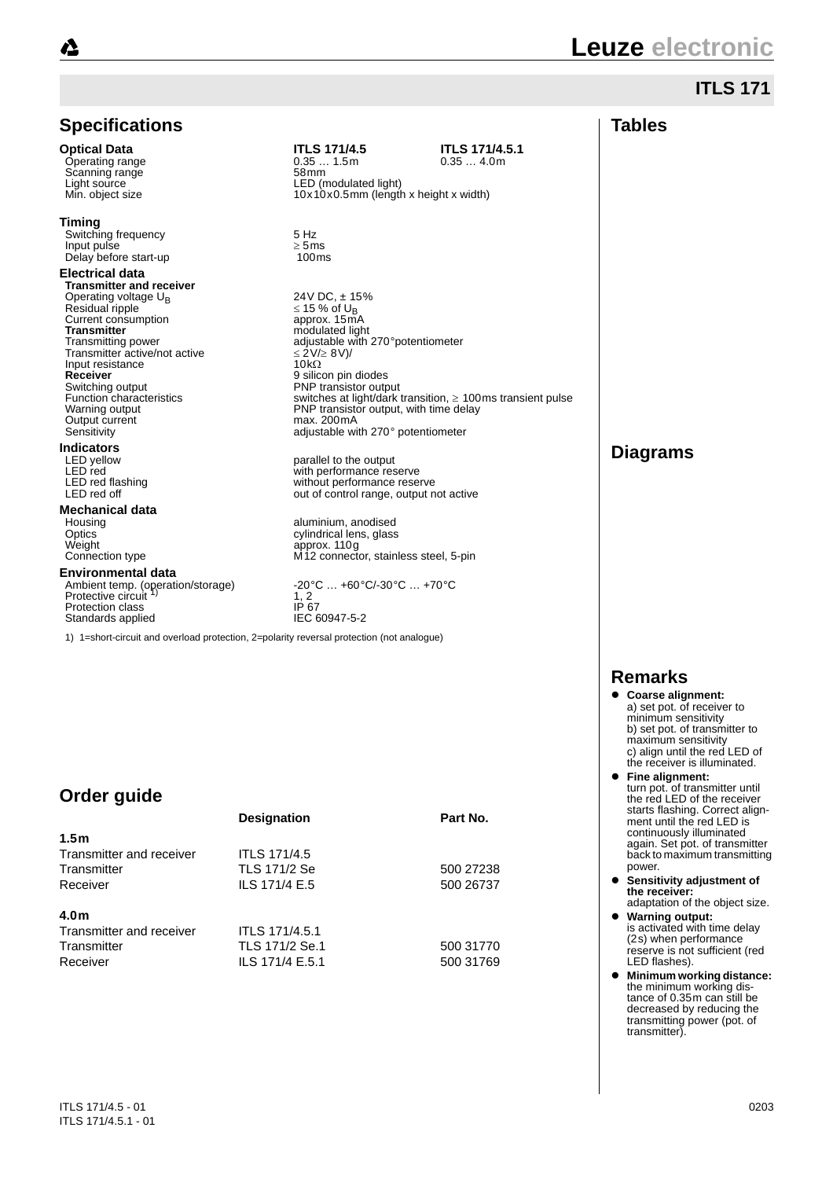# ITLS 171

## Specifications

| | ITLS 171/4.5 | ITLS 171/4.5.1 |
|---|---|---|
| **Optical Data** | | |
| Operating range | 0.35 … 1.5m | 0.35 … 4.0m |
| Scanning range | 58mm | |
| Light source | LED (modulated light) | |
| Min. object size | 10x10x0.5mm (length x height x width) | |
| **Timing** | | |
| Switching frequency | 5 Hz | |
| Input pulse | ≥ 5ms | |
| Delay before start-up | 100ms | |
| **Electrical data** | | |
| **Transmitter and receiver** | | |
| Operating voltage $U_B$ | 24V DC, ± 15% | |
| Residual ripple | ≤ 15 % of $U_B$ | |
| Current consumption | approx. 15mA | |
| **Transmitter** | modulated light | |
| Transmitting power | adjustable with 270°potentiometer | |
| Transmitter active/not active | ≤ 2V/≥ 8V)/ | |
| Input resistance | 10kΩ | |
| **Receiver** | 9 silicon pin diodes | |
| Switching output | PNP transistor output | |
| Function characteristics | switches at light/dark transition, ≥ 100ms transient pulse | |
| Warning output | PNP transistor output, with time delay | |
| Output current | max. 200mA | |
| Sensitivity | adjustable with 270° potentiometer | |
| **Indicators** | | |
| LED yellow | parallel to the output | |
| LED red | with performance reserve | |
| LED red flashing | without performance reserve | |
| LED red off | out of control range, output not active | |
| **Mechanical data** | | |
| Housing | aluminium, anodised | |
| Optics | cylindrical lens, glass | |
| Weight | approx. 110g | |
| Connection type | M12 connector, stainless steel, 5-pin | |
| **Environmental data** | | |
| Ambient temp. (operation/storage) | -20°C … +60°C/-30°C … +70°C | |
| Protective circuit [1) ] | 1, 2 | |
| Protection class | IP 67 | |
| Standards applied | IEC 60947-5-2 | |

1) 1=short-circuit and overload protection, 2=polarity reversal protection (not analogue)

## Order guide

| | Designation | Part No. |
|---|---|---|
| **1.5m** | | |
| Transmitter and receiver | ITLS 171/4.5 | |
| Transmitter | TLS 171/2 Se | 500 27238 |
| Receiver | ILS 171/4 E.5 | 500 26737 |
| **4.0m** | | |
| Transmitter and receiver | ITLS 171/4.5.1 | |
| Transmitter | TLS 171/2 Se.1 | 500 31770 |
| Receiver | ILS 171/4 E.5.1 | 500 31769 |

## Tables

## Diagrams

## Remarks

- **Coarse alignment:**
  a) set pot. of receiver to minimum sensitivity
  b) set pot. of transmitter to maximum sensitivity
  c) align until the red LED of the receiver is illuminated.
- **Fine alignment:**
  turn pot. of transmitter until the red LED of the receiver starts flashing. Correct alignment until the red LED is continuously illuminated again. Set pot. of transmitter back to maximum transmitting power.
- **Sensitivity adjustment of the receiver:**
  adaptation of the object size.
- **Warning output:**
  is activated with time delay (2s) when performance reserve is not sufficient (red LED flashes).
- **Minimum working distance:**
  the minimum working distance of 0.35m can still be decreased by reducing the transmitting power (pot. of transmitter).

ITLS 171/4.5 - 01
ITLS 171/4.5.1 - 01

0203